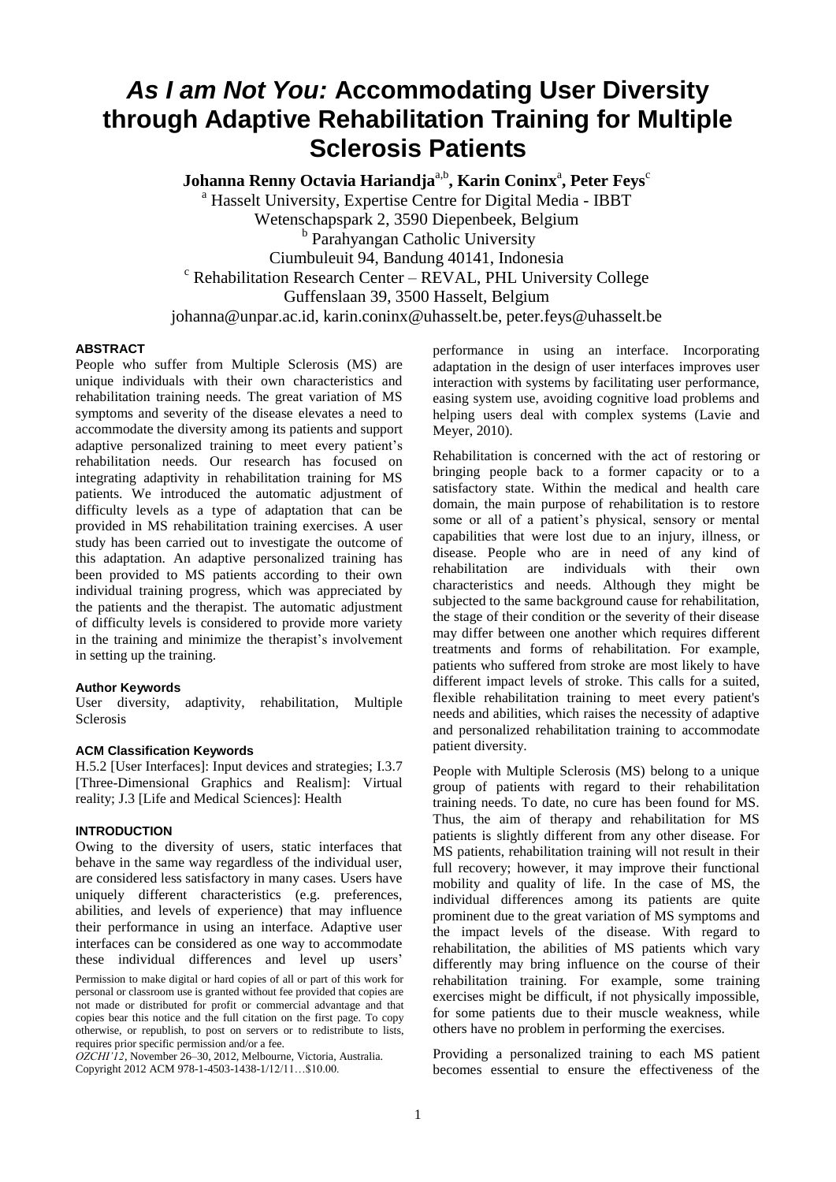# *As I am Not You:* Accommodating User Diversity through Adaptive Rehabilitation Training for Multiple Sclerosis Patients

**Johanna Renny Octavia Hariandja**[a,b], **Karin Coninx**[a], **Peter Feys**[c]

[a] Hasselt University, Expertise Centre for Digital Media - IBBT
Wetenschapspark 2, 3590 Diepenbeek, Belgium
[b] Parahyangan Catholic University
Ciumbuleuit 94, Bandung 40141, Indonesia
[c] Rehabilitation Research Center – REVAL, PHL University College
Guffenslaan 39, 3500 Hasselt, Belgium
johanna@unpar.ac.id, karin.coninx@uhasselt.be, peter.feys@uhasselt.be

## ABSTRACT

People who suffer from Multiple Sclerosis (MS) are unique individuals with their own characteristics and rehabilitation training needs. The great variation of MS symptoms and severity of the disease elevates a need to accommodate the diversity among its patients and support adaptive personalized training to meet every patient's rehabilitation needs. Our research has focused on integrating adaptivity in rehabilitation training for MS patients. We introduced the automatic adjustment of difficulty levels as a type of adaptation that can be provided in MS rehabilitation training exercises. A user study has been carried out to investigate the outcome of this adaptation. An adaptive personalized training has been provided to MS patients according to their own individual training progress, which was appreciated by the patients and the therapist. The automatic adjustment of difficulty levels is considered to provide more variety in the training and minimize the therapist's involvement in setting up the training.

### Author Keywords

User diversity, adaptivity, rehabilitation, Multiple Sclerosis

### ACM Classification Keywords

H.5.2 [User Interfaces]: Input devices and strategies; I.3.7 [Three-Dimensional Graphics and Realism]: Virtual reality; J.3 [Life and Medical Sciences]: Health

## INTRODUCTION

Owing to the diversity of users, static interfaces that behave in the same way regardless of the individual user, are considered less satisfactory in many cases. Users have uniquely different characteristics (e.g. preferences, abilities, and levels of experience) that may influence their performance in using an interface. Adaptive user interfaces can be considered as one way to accommodate these individual differences and level up users' performance in using an interface. Incorporating adaptation in the design of user interfaces improves user interaction with systems by facilitating user performance, easing system use, avoiding cognitive load problems and helping users deal with complex systems (Lavie and Meyer, 2010).

Permission to make digital or hard copies of all or part of this work for personal or classroom use is granted without fee provided that copies are not made or distributed for profit or commercial advantage and that copies bear this notice and the full citation on the first page. To copy otherwise, or republish, to post on servers or to redistribute to lists, requires prior specific permission and/or a fee.
*OZCHI'12*, November 26–30, 2012, Melbourne, Victoria, Australia.
Copyright 2012 ACM 978-1-4503-1438-1/12/11…$10.00.

Rehabilitation is concerned with the act of restoring or bringing people back to a former capacity or to a satisfactory state. Within the medical and health care domain, the main purpose of rehabilitation is to restore some or all of a patient's physical, sensory or mental capabilities that were lost due to an injury, illness, or disease. People who are in need of any kind of rehabilitation are individuals with their own characteristics and needs. Although they might be subjected to the same background cause for rehabilitation, the stage of their condition or the severity of their disease may differ between one another which requires different treatments and forms of rehabilitation. For example, patients who suffered from stroke are most likely to have different impact levels of stroke. This calls for a suited, flexible rehabilitation training to meet every patient's needs and abilities, which raises the necessity of adaptive and personalized rehabilitation training to accommodate patient diversity.

People with Multiple Sclerosis (MS) belong to a unique group of patients with regard to their rehabilitation training needs. To date, no cure has been found for MS. Thus, the aim of therapy and rehabilitation for MS patients is slightly different from any other disease. For MS patients, rehabilitation training will not result in their full recovery; however, it may improve their functional mobility and quality of life. In the case of MS, the individual differences among its patients are quite prominent due to the great variation of MS symptoms and the impact levels of the disease. With regard to rehabilitation, the abilities of MS patients which vary differently may bring influence on the course of their rehabilitation training. For example, some training exercises might be difficult, if not physically impossible, for some patients due to their muscle weakness, while others have no problem in performing the exercises.

Providing a personalized training to each MS patient becomes essential to ensure the effectiveness of the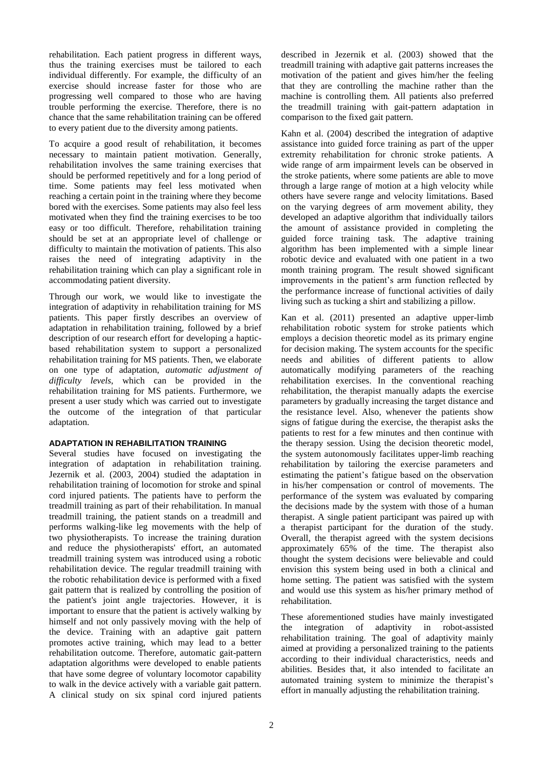rehabilitation. Each patient progress in different ways, thus the training exercises must be tailored to each individual differently. For example, the difficulty of an exercise should increase faster for those who are progressing well compared to those who are having trouble performing the exercise. Therefore, there is no chance that the same rehabilitation training can be offered to every patient due to the diversity among patients.

To acquire a good result of rehabilitation, it becomes necessary to maintain patient motivation. Generally, rehabilitation involves the same training exercises that should be performed repetitively and for a long period of time. Some patients may feel less motivated when reaching a certain point in the training where they become bored with the exercises. Some patients may also feel less motivated when they find the training exercises to be too easy or too difficult. Therefore, rehabilitation training should be set at an appropriate level of challenge or difficulty to maintain the motivation of patients. This also raises the need of integrating adaptivity in the rehabilitation training which can play a significant role in accommodating patient diversity.

Through our work, we would like to investigate the integration of adaptivity in rehabilitation training for MS patients. This paper firstly describes an overview of adaptation in rehabilitation training, followed by a brief description of our research effort for developing a haptic-based rehabilitation system to support a personalized rehabilitation training for MS patients. Then, we elaborate on one type of adaptation, *automatic adjustment of difficulty levels*, which can be provided in the rehabilitation training for MS patients. Furthermore, we present a user study which was carried out to investigate the outcome of the integration of that particular adaptation.

## ADAPTATION IN REHABILITATION TRAINING

Several studies have focused on investigating the integration of adaptation in rehabilitation training. Jezernik et al. (2003, 2004) studied the adaptation in rehabilitation training of locomotion for stroke and spinal cord injured patients. The patients have to perform the treadmill training as part of their rehabilitation. In manual treadmill training, the patient stands on a treadmill and performs walking-like leg movements with the help of two physiotherapists. To increase the training duration and reduce the physiotherapists' effort, an automated treadmill training system was introduced using a robotic rehabilitation device. The regular treadmill training with the robotic rehabilitation device is performed with a fixed gait pattern that is realized by controlling the position of the patient's joint angle trajectories. However, it is important to ensure that the patient is actively walking by himself and not only passively moving with the help of the device. Training with an adaptive gait pattern promotes active training, which may lead to a better rehabilitation outcome. Therefore, automatic gait-pattern adaptation algorithms were developed to enable patients that have some degree of voluntary locomotor capability to walk in the device actively with a variable gait pattern. A clinical study on six spinal cord injured patients described in Jezernik et al. (2003) showed that the treadmill training with adaptive gait patterns increases the motivation of the patient and gives him/her the feeling that they are controlling the machine rather than the machine is controlling them. All patients also preferred the treadmill training with gait-pattern adaptation in comparison to the fixed gait pattern.

Kahn et al. (2004) described the integration of adaptive assistance into guided force training as part of the upper extremity rehabilitation for chronic stroke patients. A wide range of arm impairment levels can be observed in the stroke patients, where some patients are able to move through a large range of motion at a high velocity while others have severe range and velocity limitations. Based on the varying degrees of arm movement ability, they developed an adaptive algorithm that individually tailors the amount of assistance provided in completing the guided force training task. The adaptive training algorithm has been implemented with a simple linear robotic device and evaluated with one patient in a two month training program. The result showed significant improvements in the patient's arm function reflected by the performance increase of functional activities of daily living such as tucking a shirt and stabilizing a pillow.

Kan et al. (2011) presented an adaptive upper-limb rehabilitation robotic system for stroke patients which employs a decision theoretic model as its primary engine for decision making. The system accounts for the specific needs and abilities of different patients to allow automatically modifying parameters of the reaching rehabilitation exercises. In the conventional reaching rehabilitation, the therapist manually adapts the exercise parameters by gradually increasing the target distance and the resistance level. Also, whenever the patients show signs of fatigue during the exercise, the therapist asks the patients to rest for a few minutes and then continue with the therapy session. Using the decision theoretic model, the system autonomously facilitates upper-limb reaching rehabilitation by tailoring the exercise parameters and estimating the patient's fatigue based on the observation in his/her compensation or control of movements. The performance of the system was evaluated by comparing the decisions made by the system with those of a human therapist. A single patient participant was paired up with a therapist participant for the duration of the study. Overall, the therapist agreed with the system decisions approximately 65% of the time. The therapist also thought the system decisions were believable and could envision this system being used in both a clinical and home setting. The patient was satisfied with the system and would use this system as his/her primary method of rehabilitation.

These aforementioned studies have mainly investigated the integration of adaptivity in robot-assisted rehabilitation training. The goal of adaptivity mainly aimed at providing a personalized training to the patients according to their individual characteristics, needs and abilities. Besides that, it also intended to facilitate an automated training system to minimize the therapist's effort in manually adjusting the rehabilitation training.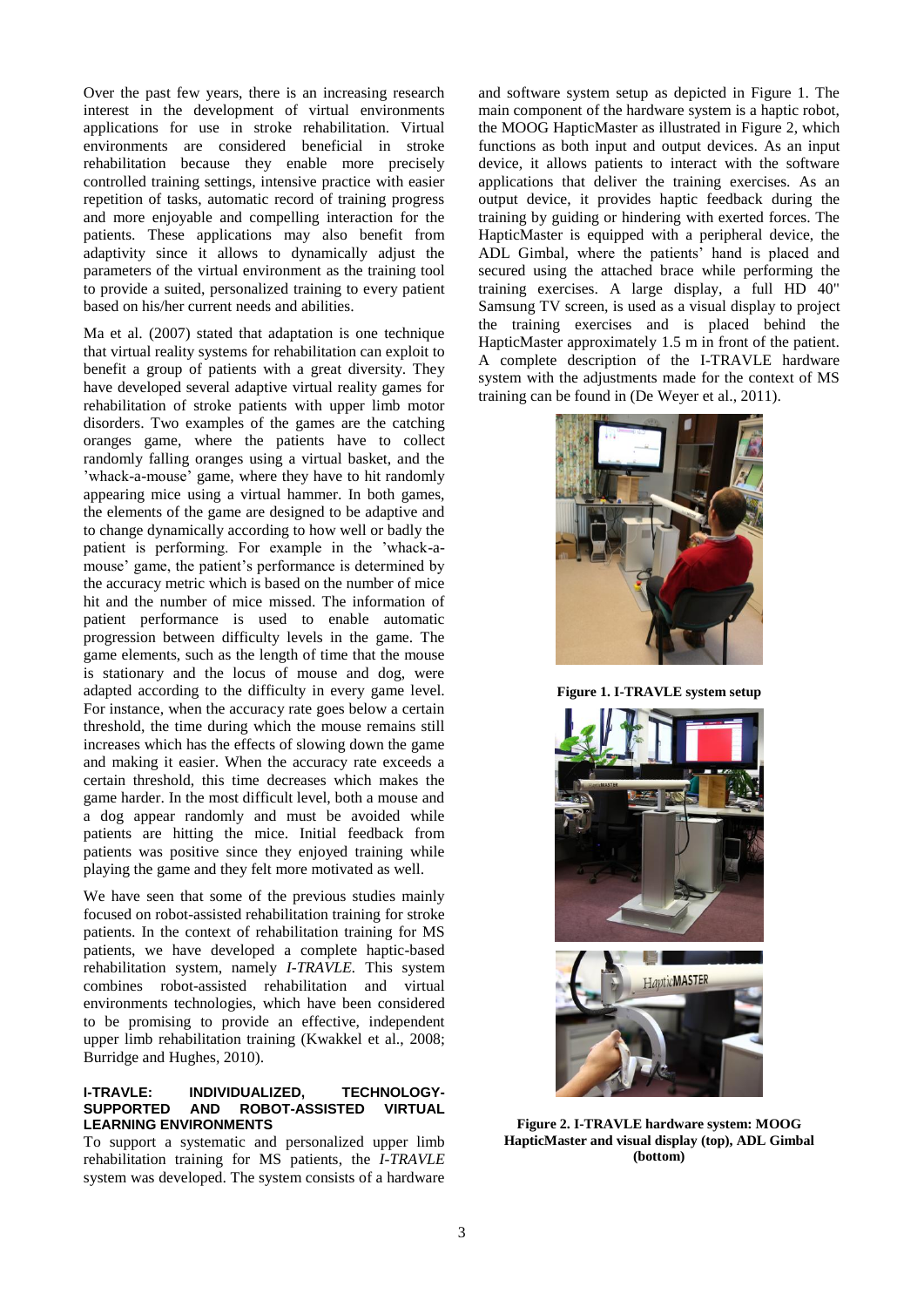Over the past few years, there is an increasing research interest in the development of virtual environments applications for use in stroke rehabilitation. Virtual environments are considered beneficial in stroke rehabilitation because they enable more precisely controlled training settings, intensive practice with easier repetition of tasks, automatic record of training progress and more enjoyable and compelling interaction for the patients. These applications may also benefit from adaptivity since it allows to dynamically adjust the parameters of the virtual environment as the training tool to provide a suited, personalized training to every patient based on his/her current needs and abilities.

Ma et al. (2007) stated that adaptation is one technique that virtual reality systems for rehabilitation can exploit to benefit a group of patients with a great diversity. They have developed several adaptive virtual reality games for rehabilitation of stroke patients with upper limb motor disorders. Two examples of the games are the catching oranges game, where the patients have to collect randomly falling oranges using a virtual basket, and the 'whack-a-mouse' game, where they have to hit randomly appearing mice using a virtual hammer. In both games, the elements of the game are designed to be adaptive and to change dynamically according to how well or badly the patient is performing. For example in the 'whack-a-mouse' game, the patient's performance is determined by the accuracy metric which is based on the number of mice hit and the number of mice missed. The information of patient performance is used to enable automatic progression between difficulty levels in the game. The game elements, such as the length of time that the mouse is stationary and the locus of mouse and dog, were adapted according to the difficulty in every game level. For instance, when the accuracy rate goes below a certain threshold, the time during which the mouse remains still increases which has the effects of slowing down the game and making it easier. When the accuracy rate exceeds a certain threshold, this time decreases which makes the game harder. In the most difficult level, both a mouse and a dog appear randomly and must be avoided while patients are hitting the mice. Initial feedback from patients was positive since they enjoyed training while playing the game and they felt more motivated as well.

We have seen that some of the previous studies mainly focused on robot-assisted rehabilitation training for stroke patients. In the context of rehabilitation training for MS patients, we have developed a complete haptic-based rehabilitation system, namely *I-TRAVLE*. This system combines robot-assisted rehabilitation and virtual environments technologies, which have been considered to be promising to provide an effective, independent upper limb rehabilitation training (Kwakkel et al., 2008; Burridge and Hughes, 2010).

## I-TRAVLE: INDIVIDUALIZED, TECHNOLOGY-SUPPORTED AND ROBOT-ASSISTED VIRTUAL LEARNING ENVIRONMENTS

To support a systematic and personalized upper limb rehabilitation training for MS patients, the *I-TRAVLE* system was developed. The system consists of a hardware and software system setup as depicted in Figure 1. The main component of the hardware system is a haptic robot, the MOOG HapticMaster as illustrated in Figure 2, which functions as both input and output devices. As an input device, it allows patients to interact with the software applications that deliver the training exercises. As an output device, it provides haptic feedback during the training by guiding or hindering with exerted forces. The HapticMaster is equipped with a peripheral device, the ADL Gimbal, where the patients' hand is placed and secured using the attached brace while performing the training exercises. A large display, a full HD 40" Samsung TV screen, is used as a visual display to project the training exercises and is placed behind the HapticMaster approximately 1.5 m in front of the patient. A complete description of the I-TRAVLE hardware system with the adjustments made for the context of MS training can be found in (De Weyer et al., 2011).

**Figure 1. I-TRAVLE system setup**

**Figure 2. I-TRAVLE hardware system: MOOG HapticMaster and visual display (top), ADL Gimbal (bottom)**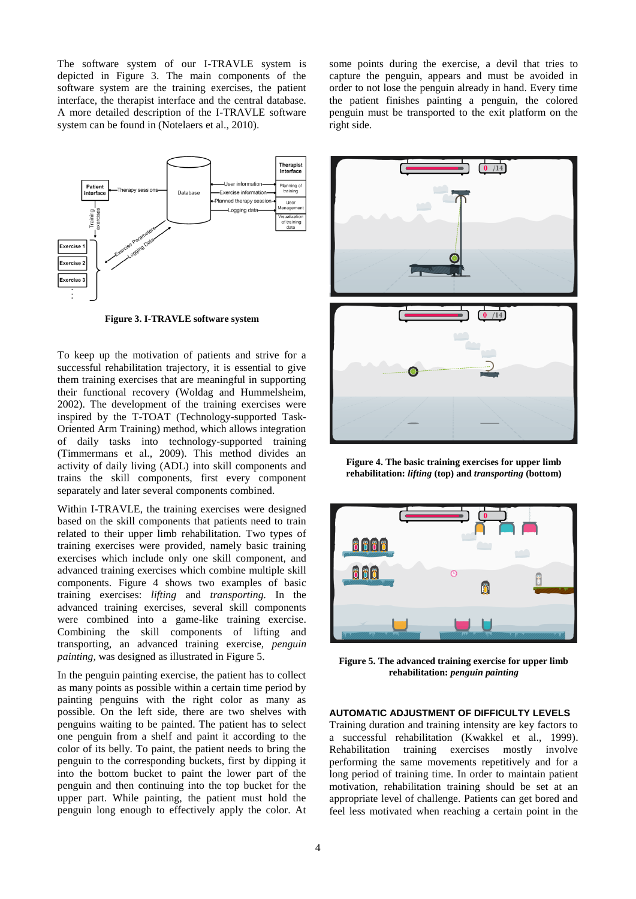The software system of our I-TRAVLE system is depicted in Figure 3. The main components of the software system are the training exercises, the patient interface, the therapist interface and the central database. A more detailed description of the I-TRAVLE software system can be found in (Notelaers et al., 2010).

Patient interface
Therapy sessions
Database
User information
Exercise information
Planned therapy session
Logging data
Therapist Interface
Planning of training
User Management
Visualization of training data
Training exercises
Exercise Parameters
Logging Data
Exercise 1
Exercise 2
Exercise 3

**Figure 3. I-TRAVLE software system**

To keep up the motivation of patients and strive for a successful rehabilitation trajectory, it is essential to give them training exercises that are meaningful in supporting their functional recovery (Woldag and Hummelsheim, 2002). The development of the training exercises were inspired by the T-TOAT (Technology-supported Task-Oriented Arm Training) method, which allows integration of daily tasks into technology-supported training (Timmermans et al., 2009). This method divides an activity of daily living (ADL) into skill components and trains the skill components, first every component separately and later several components combined.

Within I-TRAVLE, the training exercises were designed based on the skill components that patients need to train related to their upper limb rehabilitation. Two types of training exercises were provided, namely basic training exercises which include only one skill component, and advanced training exercises which combine multiple skill components. Figure 4 shows two examples of basic training exercises: *lifting* and *transporting.* In the advanced training exercises, several skill components were combined into a game-like training exercise. Combining the skill components of lifting and transporting, an advanced training exercise, *penguin painting,* was designed as illustrated in Figure 5.

In the penguin painting exercise, the patient has to collect as many points as possible within a certain time period by painting penguins with the right color as many as possible. On the left side, there are two shelves with penguins waiting to be painted. The patient has to select one penguin from a shelf and paint it according to the color of its belly. To paint, the patient needs to bring the penguin to the corresponding buckets, first by dipping it into the bottom bucket to paint the lower part of the penguin and then continuing into the top bucket for the upper part. While painting, the patient must hold the penguin long enough to effectively apply the color. At some points during the exercise, a devil that tries to capture the penguin, appears and must be avoided in order to not lose the penguin already in hand. Every time the patient finishes painting a penguin, the colored penguin must be transported to the exit platform on the right side.

0 /14

0 /14

**Figure 4. The basic training exercises for upper limb rehabilitation: *lifting* (top) and *transporting* (bottom)**

0

**Figure 5. The advanced training exercise for upper limb rehabilitation: *penguin painting***

### AUTOMATIC ADJUSTMENT OF DIFFICULTY LEVELS

Training duration and training intensity are key factors to a successful rehabilitation (Kwakkel et al., 1999). Rehabilitation training exercises mostly involve performing the same movements repetitively and for a long period of training time. In order to maintain patient motivation, rehabilitation training should be set at an appropriate level of challenge. Patients can get bored and feel less motivated when reaching a certain point in the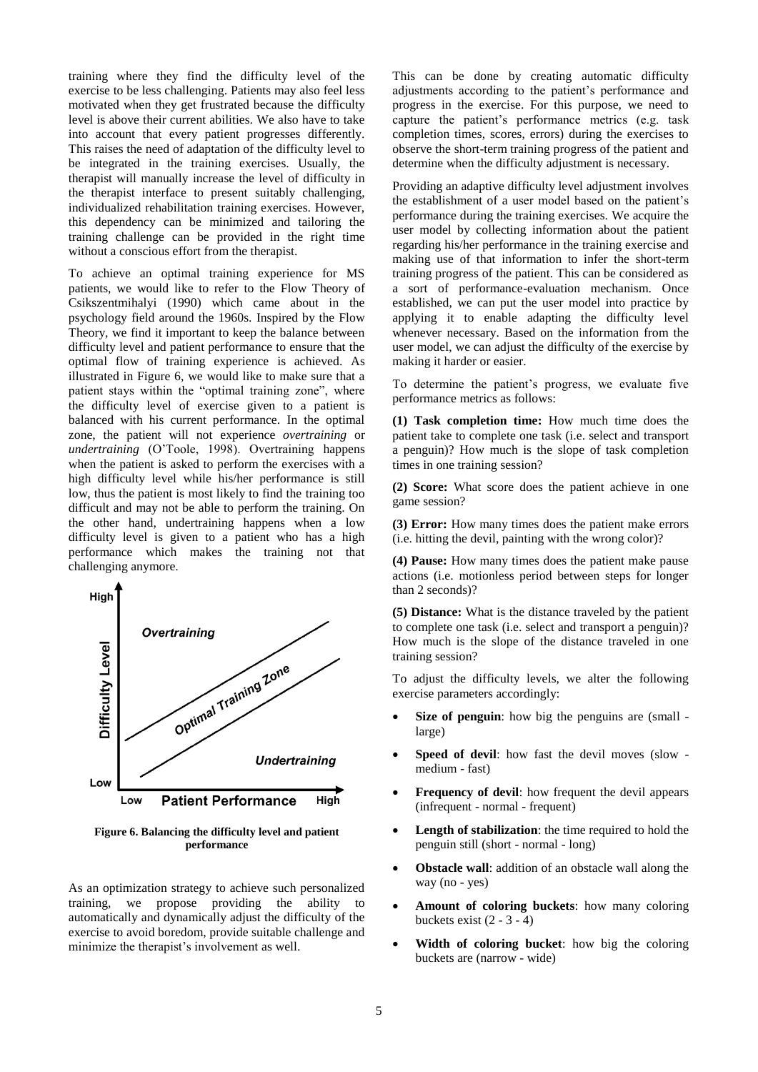training where they find the difficulty level of the exercise to be less challenging. Patients may also feel less motivated when they get frustrated because the difficulty level is above their current abilities. We also have to take into account that every patient progresses differently. This raises the need of adaptation of the difficulty level to be integrated in the training exercises. Usually, the therapist will manually increase the level of difficulty in the therapist interface to present suitably challenging, individualized rehabilitation training exercises. However, this dependency can be minimized and tailoring the training challenge can be provided in the right time without a conscious effort from the therapist.

To achieve an optimal training experience for MS patients, we would like to refer to the Flow Theory of Csikszentmihalyi (1990) which came about in the psychology field around the 1960s. Inspired by the Flow Theory, we find it important to keep the balance between difficulty level and patient performance to ensure that the optimal flow of training experience is achieved. As illustrated in Figure 6, we would like to make sure that a patient stays within the "optimal training zone", where the difficulty level of exercise given to a patient is balanced with his current performance. In the optimal zone, the patient will not experience *overtraining* or *undertraining* (O'Toole, 1998). Overtraining happens when the patient is asked to perform the exercises with a high difficulty level while his/her performance is still low, thus the patient is most likely to find the training too difficult and may not be able to perform the training. On the other hand, undertraining happens when a low difficulty level is given to a patient who has a high performance which makes the training not that challenging anymore.

**Figure 6. Balancing the difficulty level and patient performance**

As an optimization strategy to achieve such personalized training, we propose providing the ability to automatically and dynamically adjust the difficulty of the exercise to avoid boredom, provide suitable challenge and minimize the therapist's involvement as well.

This can be done by creating automatic difficulty adjustments according to the patient's performance and progress in the exercise. For this purpose, we need to capture the patient's performance metrics (e.g. task completion times, scores, errors) during the exercises to observe the short-term training progress of the patient and determine when the difficulty adjustment is necessary.

Providing an adaptive difficulty level adjustment involves the establishment of a user model based on the patient's performance during the training exercises. We acquire the user model by collecting information about the patient regarding his/her performance in the training exercise and making use of that information to infer the short-term training progress of the patient. This can be considered as a sort of performance-evaluation mechanism. Once established, we can put the user model into practice by applying it to enable adapting the difficulty level whenever necessary. Based on the information from the user model, we can adjust the difficulty of the exercise by making it harder or easier.

To determine the patient's progress, we evaluate five performance metrics as follows:

**(1) Task completion time:** How much time does the patient take to complete one task (i.e. select and transport a penguin)? How much is the slope of task completion times in one training session?

**(2) Score:** What score does the patient achieve in one game session?

**(3) Error:** How many times does the patient make errors (i.e. hitting the devil, painting with the wrong color)?

**(4) Pause:** How many times does the patient make pause actions (i.e. motionless period between steps for longer than 2 seconds)?

**(5) Distance:** What is the distance traveled by the patient to complete one task (i.e. select and transport a penguin)? How much is the slope of the distance traveled in one training session?

To adjust the difficulty levels, we alter the following exercise parameters accordingly:

- **Size of penguin**: how big the penguins are (small - large)
- **Speed of devil**: how fast the devil moves (slow - medium - fast)
- **Frequency of devil**: how frequent the devil appears (infrequent - normal - frequent)
- **Length of stabilization**: the time required to hold the penguin still (short - normal - long)
- **Obstacle wall**: addition of an obstacle wall along the way (no - yes)
- **Amount of coloring buckets**: how many coloring buckets exist (2 - 3 - 4)
- **Width of coloring bucket**: how big the coloring buckets are (narrow - wide)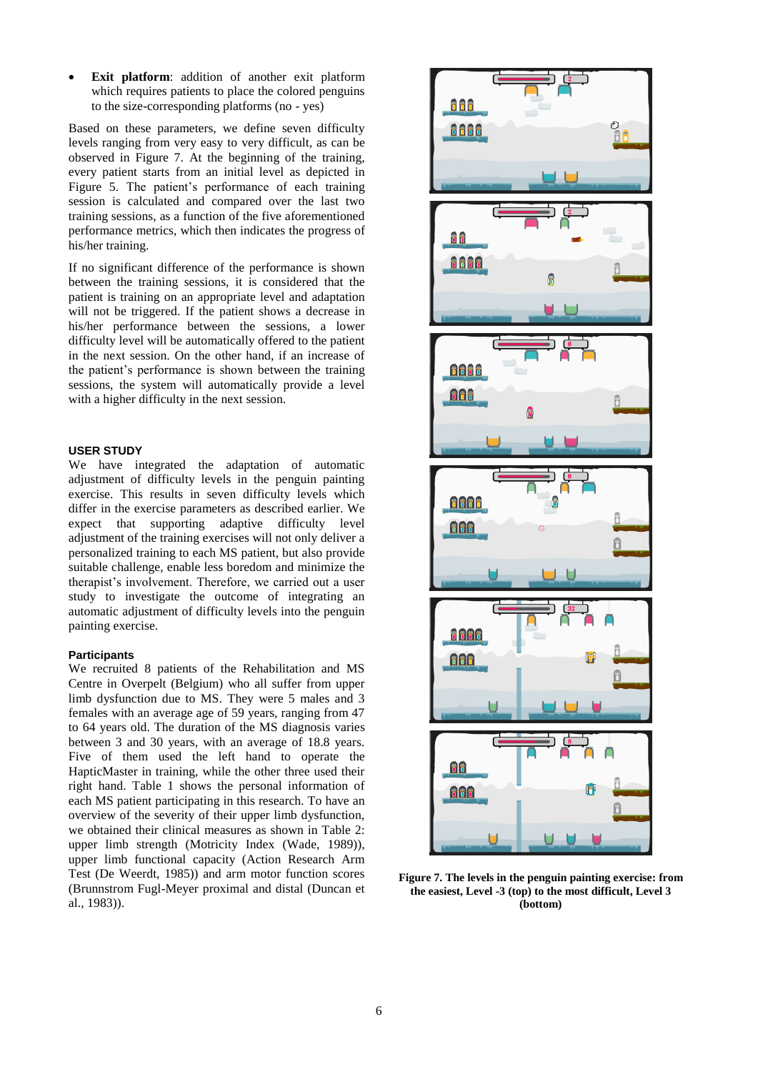- **Exit platform**: addition of another exit platform which requires patients to place the colored penguins to the size-corresponding platforms (no - yes)

Based on these parameters, we define seven difficulty levels ranging from very easy to very difficult, as can be observed in Figure 7. At the beginning of the training, every patient starts from an initial level as depicted in Figure 5. The patient's performance of each training session is calculated and compared over the last two training sessions, as a function of the five aforementioned performance metrics, which then indicates the progress of his/her training.

If no significant difference of the performance is shown between the training sessions, it is considered that the patient is training on an appropriate level and adaptation will not be triggered. If the patient shows a decrease in his/her performance between the sessions, a lower difficulty level will be automatically offered to the patient in the next session. On the other hand, if an increase of the patient's performance is shown between the training sessions, the system will automatically provide a level with a higher difficulty in the next session.

Figure 7. The levels in the penguin painting exercise: from the easiest, Level -3 (top) to the most difficult, Level 3 (bottom)

## USER STUDY

We have integrated the adaptation of automatic adjustment of difficulty levels in the penguin painting exercise. This results in seven difficulty levels which differ in the exercise parameters as described earlier. We expect that supporting adaptive difficulty level adjustment of the training exercises will not only deliver a personalized training to each MS patient, but also provide suitable challenge, enable less boredom and minimize the therapist's involvement. Therefore, we carried out a user study to investigate the outcome of integrating an automatic adjustment of difficulty levels into the penguin painting exercise.

### Participants

We recruited 8 patients of the Rehabilitation and MS Centre in Overpelt (Belgium) who all suffer from upper limb dysfunction due to MS. They were 5 males and 3 females with an average age of 59 years, ranging from 47 to 64 years old. The duration of the MS diagnosis varies between 3 and 30 years, with an average of 18.8 years. Five of them used the left hand to operate the HapticMaster in training, while the other three used their right hand. Table 1 shows the personal information of each MS patient participating in this research. To have an overview of the severity of their upper limb dysfunction, we obtained their clinical measures as shown in Table 2: upper limb strength (Motricity Index (Wade, 1989)), upper limb functional capacity (Action Research Arm Test (De Weerdt, 1985)) and arm motor function scores (Brunnstrom Fugl-Meyer proximal and distal (Duncan et al., 1983)).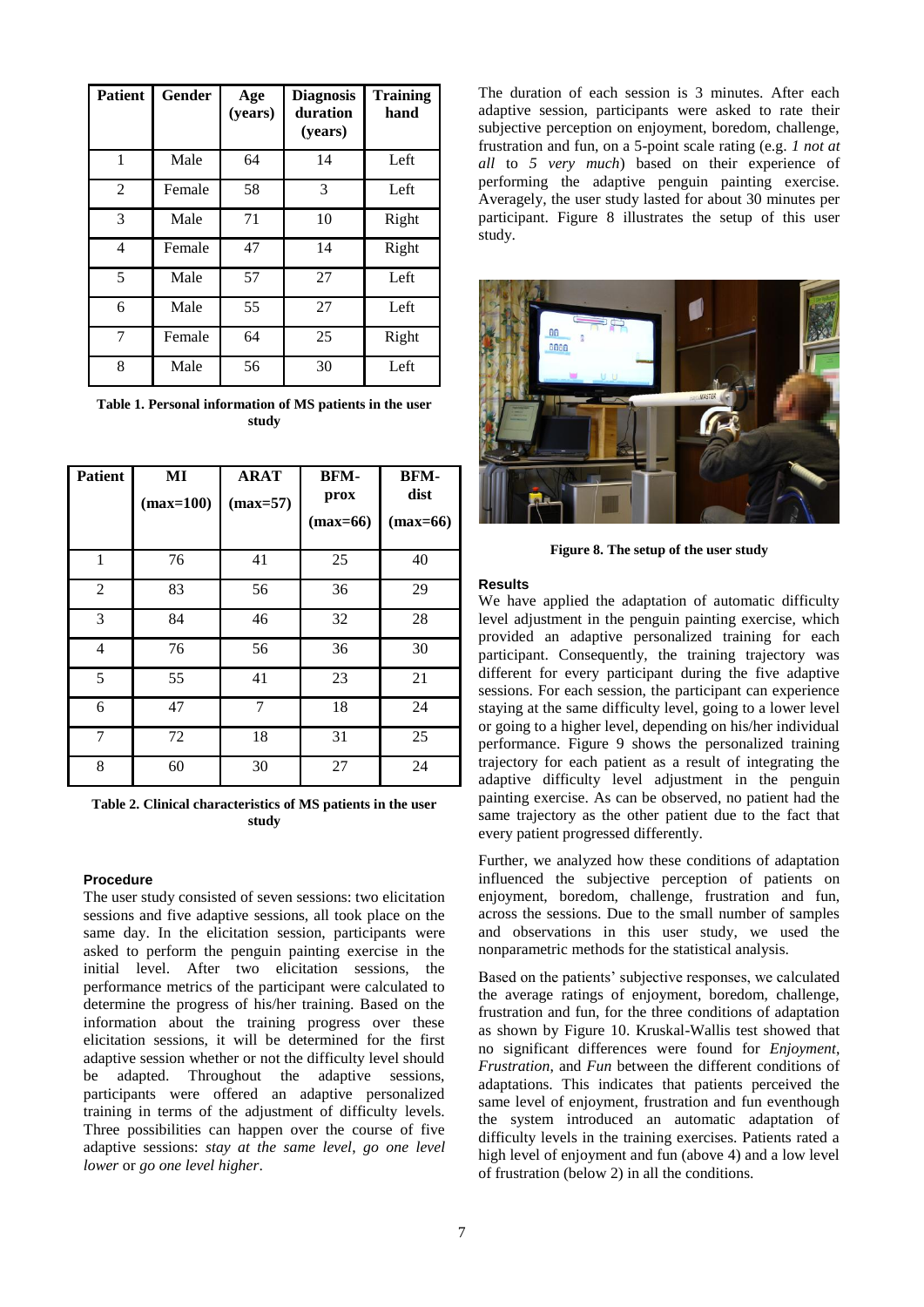| Patient | Gender | Age (years) | Diagnosis duration (years) | Training hand |
|---|---|---|---|---|
| 1 | Male | 64 | 14 | Left |
| 2 | Female | 58 | 3 | Left |
| 3 | Male | 71 | 10 | Right |
| 4 | Female | 47 | 14 | Right |
| 5 | Male | 57 | 27 | Left |
| 6 | Male | 55 | 27 | Left |
| 7 | Female | 64 | 25 | Right |
| 8 | Male | 56 | 30 | Left |

**Table 1. Personal information of MS patients in the user study**

| Patient | MI (max=100) | ARAT (max=57) | BFM-prox (max=66) | BFM-dist (max=66) |
|---|---|---|---|---|
| 1 | 76 | 41 | 25 | 40 |
| 2 | 83 | 56 | 36 | 29 |
| 3 | 84 | 46 | 32 | 28 |
| 4 | 76 | 56 | 36 | 30 |
| 5 | 55 | 41 | 23 | 21 |
| 6 | 47 | 7 | 18 | 24 |
| 7 | 72 | 18 | 31 | 25 |
| 8 | 60 | 30 | 27 | 24 |

**Table 2. Clinical characteristics of MS patients in the user study**

#### Procedure

The user study consisted of seven sessions: two elicitation sessions and five adaptive sessions, all took place on the same day. In the elicitation session, participants were asked to perform the penguin painting exercise in the initial level. After two elicitation sessions, the performance metrics of the participant were calculated to determine the progress of his/her training. Based on the information about the training progress over these elicitation sessions, it will be determined for the first adaptive session whether or not the difficulty level should be adapted. Throughout the adaptive sessions, participants were offered an adaptive personalized training in terms of the adjustment of difficulty levels. Three possibilities can happen over the course of five adaptive sessions: *stay at the same level*, *go one level lower* or *go one level higher*.

The duration of each session is 3 minutes. After each adaptive session, participants were asked to rate their subjective perception on enjoyment, boredom, challenge, frustration and fun, on a 5-point scale rating (e.g. *1 not at all* to *5 very much*) based on their experience of performing the adaptive penguin painting exercise. Averagely, the user study lasted for about 30 minutes per participant. Figure 8 illustrates the setup of this user study.

**Figure 8. The setup of the user study**

#### Results

We have applied the adaptation of automatic difficulty level adjustment in the penguin painting exercise, which provided an adaptive personalized training for each participant. Consequently, the training trajectory was different for every participant during the five adaptive sessions. For each session, the participant can experience staying at the same difficulty level, going to a lower level or going to a higher level, depending on his/her individual performance. Figure 9 shows the personalized training trajectory for each patient as a result of integrating the adaptive difficulty level adjustment in the penguin painting exercise. As can be observed, no patient had the same trajectory as the other patient due to the fact that every patient progressed differently.

Further, we analyzed how these conditions of adaptation influenced the subjective perception of patients on enjoyment, boredom, challenge, frustration and fun, across the sessions. Due to the small number of samples and observations in this user study, we used the nonparametric methods for the statistical analysis.

Based on the patients' subjective responses, we calculated the average ratings of enjoyment, boredom, challenge, frustration and fun, for the three conditions of adaptation as shown by Figure 10. Kruskal-Wallis test showed that no significant differences were found for *Enjoyment*, *Frustration*, and *Fun* between the different conditions of adaptations. This indicates that patients perceived the same level of enjoyment, frustration and fun eventhough the system introduced an automatic adaptation of difficulty levels in the training exercises. Patients rated a high level of enjoyment and fun (above 4) and a low level of frustration (below 2) in all the conditions.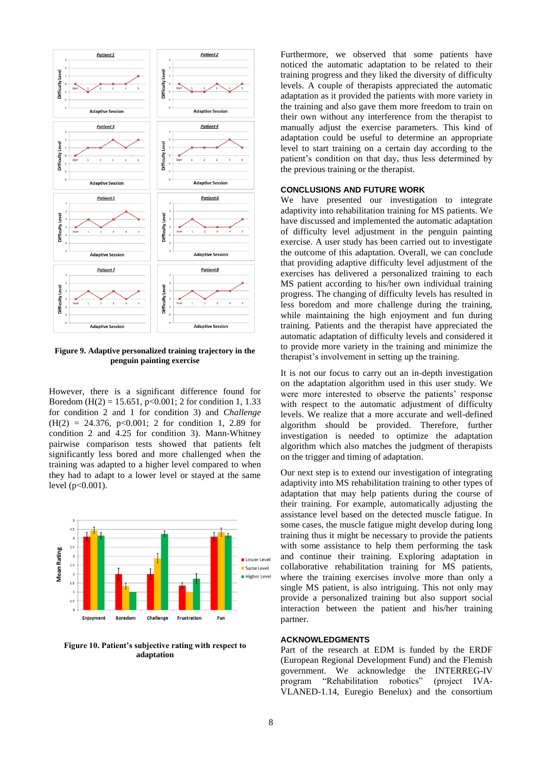Patient1

Patient2

Patient3

Patient4

Patient5

Patient6

Patient7

Patient8

Difficulty Level

Adaptive Session

Start 1 2 3 4 5

3 2 1 0 -1 -2 -3

**Figure 9. Adaptive personalized training trajectory in the penguin painting exercise**

However, there is a significant difference found for Boredom (H(2) = 15.651, $p<0.001$; 2 for condition 1, 1.33 for condition 2 and 1 for condition 3) and *Challenge* (H(2) = 24.376, $p<0.001$; 2 for condition 1, 2.89 for condition 2 and 4.25 for condition 3). Mann-Whitney pairwise comparison tests showed that patients felt significantly less bored and more challenged when the training was adapted to a higher level compared to when they had to adapt to a lower level or stayed at the same level ($p<0.001$).

Mean Rating

5 4.5 4 3.5 3 2.5 2 1.5 1 0.5 0

Enjoyment Boredom Challenge Frustration Fun

Lower Level

Same Level

Higher Level

**Figure 10. Patient's subjective rating with respect to adaptation**

Furthermore, we observed that some patients have noticed the automatic adaptation to be related to their training progress and they liked the diversity of difficulty levels. A couple of therapists appreciated the automatic adaptation as it provided the patients with more variety in the training and also gave them more freedom to train on their own without any interference from the therapist to manually adjust the exercise parameters. This kind of adaptation could be useful to determine an appropriate level to start training on a certain day according to the patient's condition on that day, thus less determined by the previous training or the therapist.

## CONCLUSIONS AND FUTURE WORK

We have presented our investigation to integrate adaptivity into rehabilitation training for MS patients. We have discussed and implemented the automatic adaptation of difficulty level adjustment in the penguin painting exercise. A user study has been carried out to investigate the outcome of this adaptation. Overall, we can conclude that providing adaptive difficulty level adjustment of the exercises has delivered a personalized training to each MS patient according to his/her own individual training progress. The changing of difficulty levels has resulted in less boredom and more challenge during the training, while maintaining the high enjoyment and fun during training. Patients and the therapist have appreciated the automatic adaptation of difficulty levels and considered it to provide more variety in the training and minimize the therapist's involvement in setting up the training.

It is not our focus to carry out an in-depth investigation on the adaptation algorithm used in this user study. We were more interested to observe the patients' response with respect to the automatic adjustment of difficulty levels. We realize that a more accurate and well-defined algorithm should be provided. Therefore, further investigation is needed to optimize the adaptation algorithm which also matches the judgment of therapists on the trigger and timing of adaptation.

Our next step is to extend our investigation of integrating adaptivity into MS rehabilitation training to other types of adaptation that may help patients during the course of their training. For example, automatically adjusting the assistance level based on the detected muscle fatigue. In some cases, the muscle fatigue might develop during long training thus it might be necessary to provide the patients with some assistance to help them performing the task and continue their training. Exploring adaptation in collaborative rehabilitation training for MS patients, where the training exercises involve more than only a single MS patient, is also intriguing. This not only may provide a personalized training but also support social interaction between the patient and his/her training partner.

## ACKNOWLEDGMENTS

Part of the research at EDM is funded by the ERDF (European Regional Development Fund) and the Flemish government. We acknowledge the INTERREG-IV program "Rehabilitation robotics" (project IVA-VLANED-1.14, Euregio Benelux) and the consortium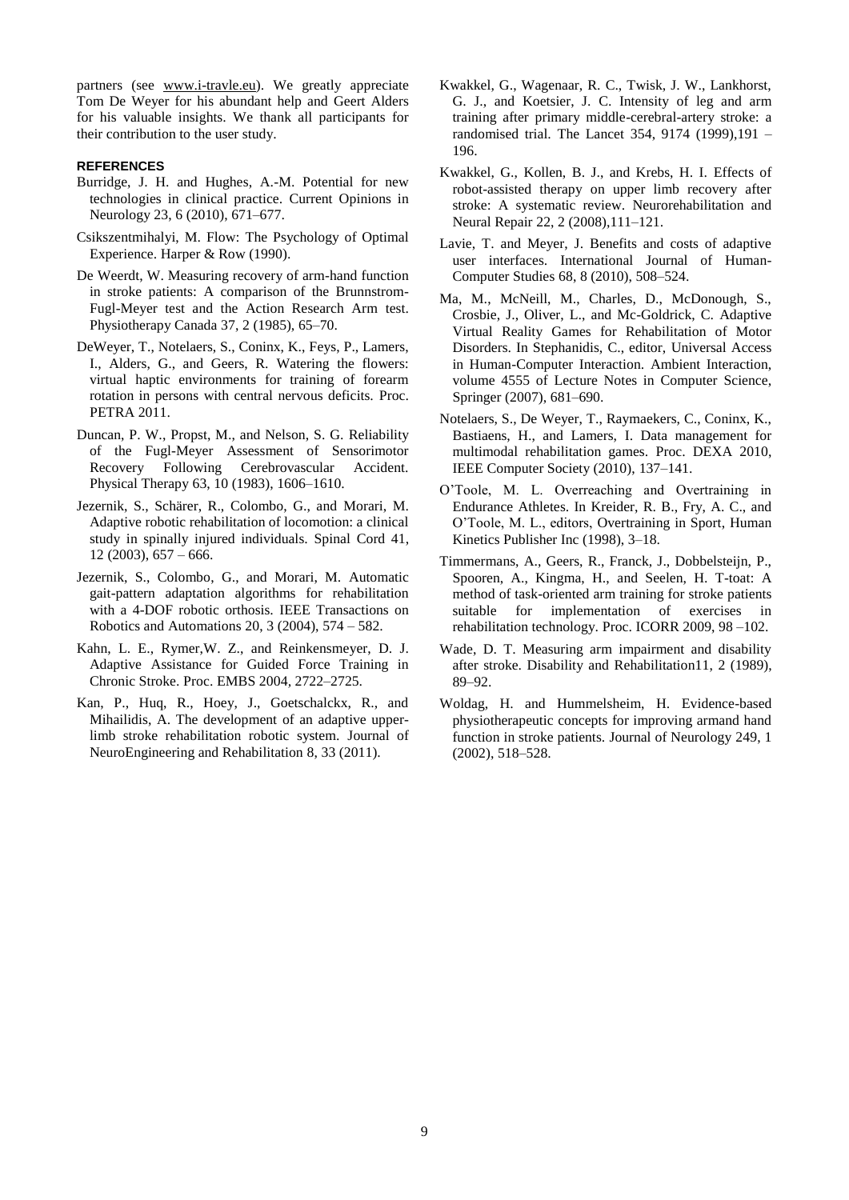partners (see www.i-travle.eu). We greatly appreciate Tom De Weyer for his abundant help and Geert Alders for his valuable insights. We thank all participants for their contribution to the user study.

## REFERENCES

Burridge, J. H. and Hughes, A.-M. Potential for new technologies in clinical practice. Current Opinions in Neurology 23, 6 (2010), 671–677.

Csikszentmihalyi, M. Flow: The Psychology of Optimal Experience. Harper & Row (1990).

De Weerdt, W. Measuring recovery of arm-hand function in stroke patients: A comparison of the Brunnstrom-Fugl-Meyer test and the Action Research Arm test. Physiotherapy Canada 37, 2 (1985), 65–70.

DeWeyer, T., Notelaers, S., Coninx, K., Feys, P., Lamers, I., Alders, G., and Geers, R. Watering the flowers: virtual haptic environments for training of forearm rotation in persons with central nervous deficits. Proc. PETRA 2011.

Duncan, P. W., Propst, M., and Nelson, S. G. Reliability of the Fugl-Meyer Assessment of Sensorimotor Recovery Following Cerebrovascular Accident. Physical Therapy 63, 10 (1983), 1606–1610.

Jezernik, S., Schärer, R., Colombo, G., and Morari, M. Adaptive robotic rehabilitation of locomotion: a clinical study in spinally injured individuals. Spinal Cord 41, 12 (2003), 657 – 666.

Jezernik, S., Colombo, G., and Morari, M. Automatic gait-pattern adaptation algorithms for rehabilitation with a 4-DOF robotic orthosis. IEEE Transactions on Robotics and Automations 20, 3 (2004), 574 – 582.

Kahn, L. E., Rymer,W. Z., and Reinkensmeyer, D. J. Adaptive Assistance for Guided Force Training in Chronic Stroke. Proc. EMBS 2004, 2722–2725.

Kan, P., Huq, R., Hoey, J., Goetschalckx, R., and Mihailidis, A. The development of an adaptive upper-limb stroke rehabilitation robotic system. Journal of NeuroEngineering and Rehabilitation 8, 33 (2011).

Kwakkel, G., Wagenaar, R. C., Twisk, J. W., Lankhorst, G. J., and Koetsier, J. C. Intensity of leg and arm training after primary middle-cerebral-artery stroke: a randomised trial. The Lancet 354, 9174 (1999),191 – 196.

Kwakkel, G., Kollen, B. J., and Krebs, H. I. Effects of robot-assisted therapy on upper limb recovery after stroke: A systematic review. Neurorehabilitation and Neural Repair 22, 2 (2008),111–121.

Lavie, T. and Meyer, J. Benefits and costs of adaptive user interfaces. International Journal of Human-Computer Studies 68, 8 (2010), 508–524.

Ma, M., McNeill, M., Charles, D., McDonough, S., Crosbie, J., Oliver, L., and Mc-Goldrick, C. Adaptive Virtual Reality Games for Rehabilitation of Motor Disorders. In Stephanidis, C., editor, Universal Access in Human-Computer Interaction. Ambient Interaction, volume 4555 of Lecture Notes in Computer Science, Springer (2007), 681–690.

Notelaers, S., De Weyer, T., Raymaekers, C., Coninx, K., Bastiaens, H., and Lamers, I. Data management for multimodal rehabilitation games. Proc. DEXA 2010, IEEE Computer Society (2010), 137–141.

O'Toole, M. L. Overreaching and Overtraining in Endurance Athletes. In Kreider, R. B., Fry, A. C., and O'Toole, M. L., editors, Overtraining in Sport, Human Kinetics Publisher Inc (1998), 3–18.

Timmermans, A., Geers, R., Franck, J., Dobbelsteijn, P., Spooren, A., Kingma, H., and Seelen, H. T-toat: A method of task-oriented arm training for stroke patients suitable for implementation of exercises in rehabilitation technology. Proc. ICORR 2009, 98 –102.

Wade, D. T. Measuring arm impairment and disability after stroke. Disability and Rehabilitation11, 2 (1989), 89–92.

Woldag, H. and Hummelsheim, H. Evidence-based physiotherapeutic concepts for improving armand hand function in stroke patients. Journal of Neurology 249, 1 (2002), 518–528.